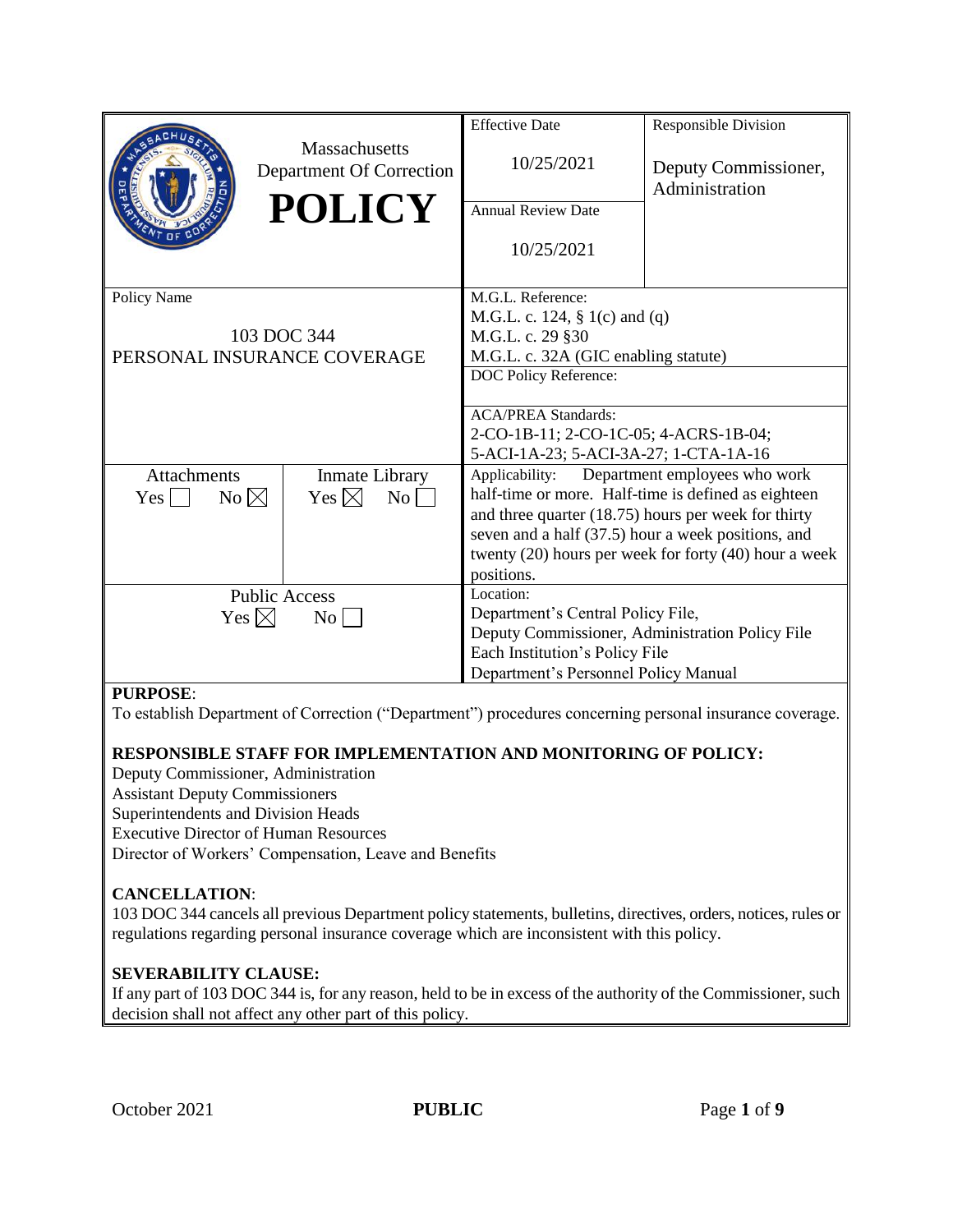| Massachusetts Department Of Correction **POLICY** | | Effective Date<br>10/25/2021 | Responsible Division<br>Deputy Commissioner, Administration |
|---|---|---|---|
| | | Annual Review Date<br>10/25/2021 | |
| Policy Name<br>103 DOC 344<br>PERSONAL INSURANCE COVERAGE | | M.G.L. Reference:<br>M.G.L. c. 124, § 1(c) and (q)<br>M.G.L. c. 29 §30<br>M.G.L. c. 32A (GIC enabling statute) | |
| | | DOC Policy Reference: | |
| | | ACA/PREA Standards:<br>2-CO-1B-11; 2-CO-1C-05; 4-ACRS-1B-04; 5-ACI-1A-23; 5-ACI-3A-27; 1-CTA-1A-16 | |
| Attachments<br>Yes ☐ No ☒ | Inmate Library<br>Yes ☒ No ☐ | Applicability: Department employees who work half-time or more. Half-time is defined as eighteen and three quarter (18.75) hours per week for thirty seven and a half (37.5) hour a week positions, and twenty (20) hours per week for forty (40) hour a week positions. | |
| Public Access<br>Yes ☒ No ☐ | | Location:<br>Department's Central Policy File,<br>Deputy Commissioner, Administration Policy File<br>Each Institution's Policy File<br>Department's Personnel Policy Manual | |

**PURPOSE**:

To establish Department of Correction ("Department") procedures concerning personal insurance coverage.

**RESPONSIBLE STAFF FOR IMPLEMENTATION AND MONITORING OF POLICY:**

Deputy Commissioner, Administration
Assistant Deputy Commissioners
Superintendents and Division Heads
Executive Director of Human Resources
Director of Workers' Compensation, Leave and Benefits

**CANCELLATION**:

103 DOC 344 cancels all previous Department policy statements, bulletins, directives, orders, notices, rules or regulations regarding personal insurance coverage which are inconsistent with this policy.

**SEVERABILITY CLAUSE:**

If any part of 103 DOC 344 is, for any reason, held to be in excess of the authority of the Commissioner, such decision shall not affect any other part of this policy.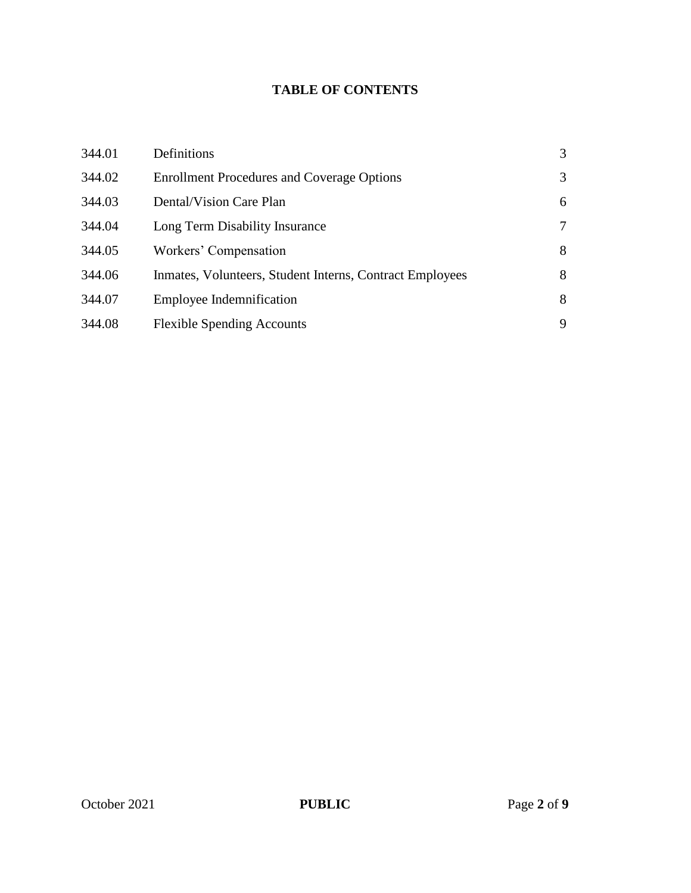# TABLE OF CONTENTS

| | | |
|---|---|---|
| 344.01 | Definitions | 3 |
| 344.02 | Enrollment Procedures and Coverage Options | 3 |
| 344.03 | Dental/Vision Care Plan | 6 |
| 344.04 | Long Term Disability Insurance | 7 |
| 344.05 | Workers' Compensation | 8 |
| 344.06 | Inmates, Volunteers, Student Interns, Contract Employees | 8 |
| 344.07 | Employee Indemnification | 8 |
| 344.08 | Flexible Spending Accounts | 9 |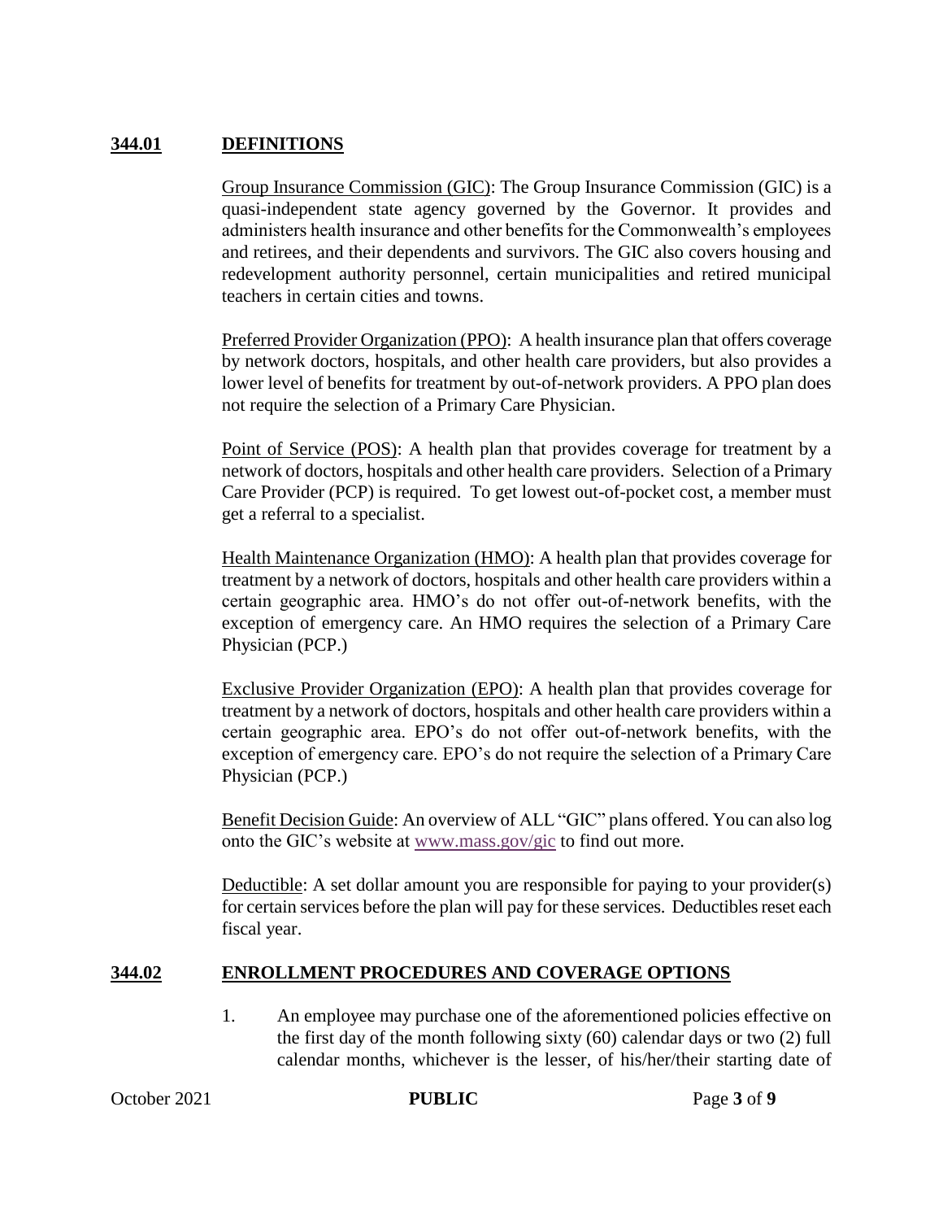## 344.01 DEFINITIONS

Group Insurance Commission (GIC): The Group Insurance Commission (GIC) is a quasi-independent state agency governed by the Governor. It provides and administers health insurance and other benefits for the Commonwealth's employees and retirees, and their dependents and survivors. The GIC also covers housing and redevelopment authority personnel, certain municipalities and retired municipal teachers in certain cities and towns.

Preferred Provider Organization (PPO): A health insurance plan that offers coverage by network doctors, hospitals, and other health care providers, but also provides a lower level of benefits for treatment by out-of-network providers. A PPO plan does not require the selection of a Primary Care Physician.

Point of Service (POS): A health plan that provides coverage for treatment by a network of doctors, hospitals and other health care providers. Selection of a Primary Care Provider (PCP) is required. To get lowest out-of-pocket cost, a member must get a referral to a specialist.

Health Maintenance Organization (HMO): A health plan that provides coverage for treatment by a network of doctors, hospitals and other health care providers within a certain geographic area. HMO's do not offer out-of-network benefits, with the exception of emergency care. An HMO requires the selection of a Primary Care Physician (PCP.)

Exclusive Provider Organization (EPO): A health plan that provides coverage for treatment by a network of doctors, hospitals and other health care providers within a certain geographic area. EPO's do not offer out-of-network benefits, with the exception of emergency care. EPO's do not require the selection of a Primary Care Physician (PCP.)

Benefit Decision Guide: An overview of ALL "GIC" plans offered. You can also log onto the GIC's website at www.mass.gov/gic to find out more.

Deductible: A set dollar amount you are responsible for paying to your provider(s) for certain services before the plan will pay for these services. Deductibles reset each fiscal year.

## 344.02 ENROLLMENT PROCEDURES AND COVERAGE OPTIONS

1. An employee may purchase one of the aforementioned policies effective on the first day of the month following sixty (60) calendar days or two (2) full calendar months, whichever is the lesser, of his/her/their starting date of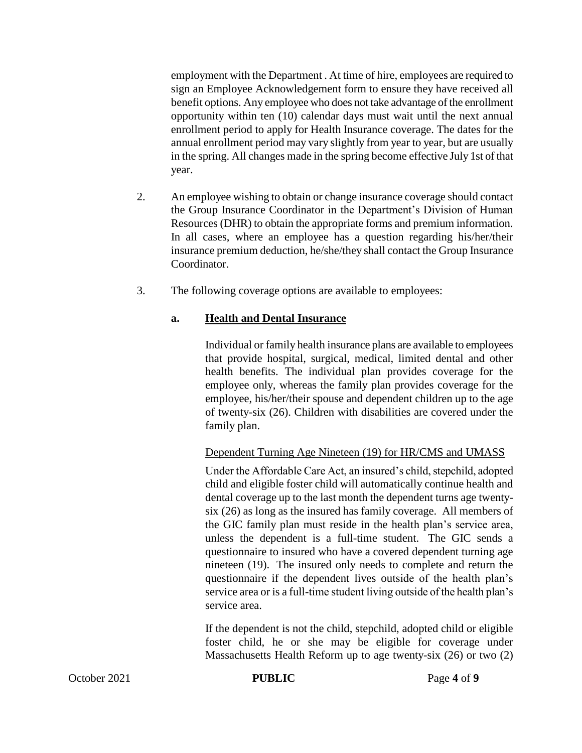employment with the Department . At time of hire, employees are required to sign an Employee Acknowledgement form to ensure they have received all benefit options. Any employee who does not take advantage of the enrollment opportunity within ten (10) calendar days must wait until the next annual enrollment period to apply for Health Insurance coverage. The dates for the annual enrollment period may vary slightly from year to year, but are usually in the spring. All changes made in the spring become effective July 1st of that year.

2. An employee wishing to obtain or change insurance coverage should contact the Group Insurance Coordinator in the Department's Division of Human Resources (DHR) to obtain the appropriate forms and premium information. In all cases, where an employee has a question regarding his/her/their insurance premium deduction, he/she/they shall contact the Group Insurance Coordinator.

3. The following coverage options are available to employees:

   **a. Health and Dental Insurance**

   Individual or family health insurance plans are available to employees that provide hospital, surgical, medical, limited dental and other health benefits. The individual plan provides coverage for the employee only, whereas the family plan provides coverage for the employee, his/her/their spouse and dependent children up to the age of twenty-six (26). Children with disabilities are covered under the family plan.

   Dependent Turning Age Nineteen (19) for HR/CMS and UMASS

   Under the Affordable Care Act, an insured's child, stepchild, adopted child and eligible foster child will automatically continue health and dental coverage up to the last month the dependent turns age twenty-six (26) as long as the insured has family coverage. All members of the GIC family plan must reside in the health plan's service area, unless the dependent is a full-time student. The GIC sends a questionnaire to insured who have a covered dependent turning age nineteen (19). The insured only needs to complete and return the questionnaire if the dependent lives outside of the health plan's service area or is a full-time student living outside of the health plan's service area.

   If the dependent is not the child, stepchild, adopted child or eligible foster child, he or she may be eligible for coverage under Massachusetts Health Reform up to age twenty-six (26) or two (2)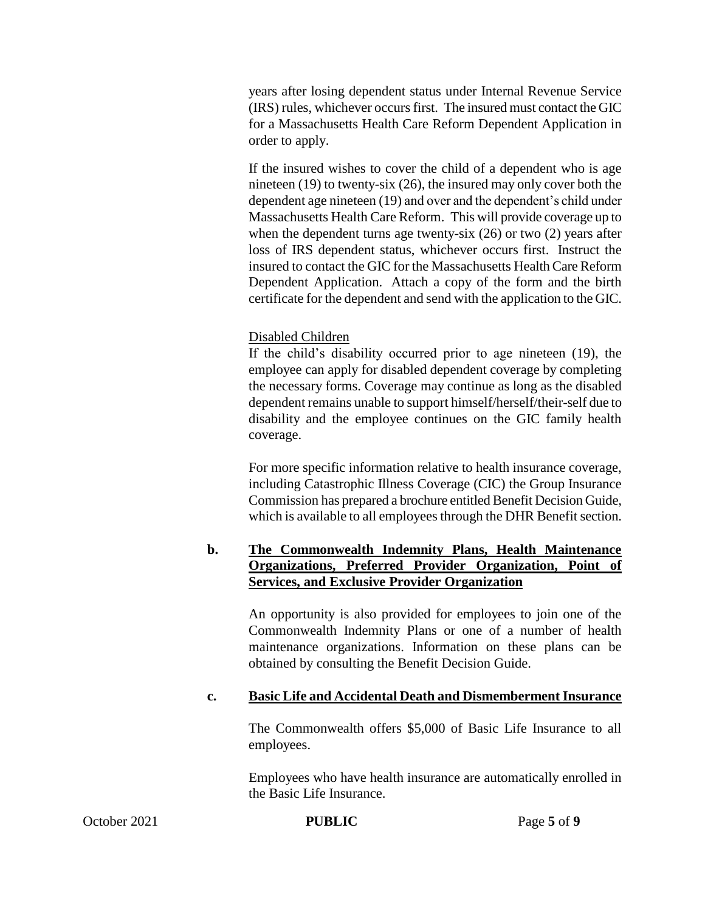years after losing dependent status under Internal Revenue Service (IRS) rules, whichever occurs first. The insured must contact the GIC for a Massachusetts Health Care Reform Dependent Application in order to apply.

If the insured wishes to cover the child of a dependent who is age nineteen (19) to twenty-six (26), the insured may only cover both the dependent age nineteen (19) and over and the dependent's child under Massachusetts Health Care Reform. This will provide coverage up to when the dependent turns age twenty-six (26) or two (2) years after loss of IRS dependent status, whichever occurs first. Instruct the insured to contact the GIC for the Massachusetts Health Care Reform Dependent Application. Attach a copy of the form and the birth certificate for the dependent and send with the application to the GIC.

<u>Disabled Children</u>

If the child's disability occurred prior to age nineteen (19), the employee can apply for disabled dependent coverage by completing the necessary forms. Coverage may continue as long as the disabled dependent remains unable to support himself/herself/their-self due to disability and the employee continues on the GIC family health coverage.

For more specific information relative to health insurance coverage, including Catastrophic Illness Coverage (CIC) the Group Insurance Commission has prepared a brochure entitled Benefit Decision Guide, which is available to all employees through the DHR Benefit section.

**b. <u>The Commonwealth Indemnity Plans, Health Maintenance Organizations, Preferred Provider Organization, Point of Services, and Exclusive Provider Organization</u>**

An opportunity is also provided for employees to join one of the Commonwealth Indemnity Plans or one of a number of health maintenance organizations. Information on these plans can be obtained by consulting the Benefit Decision Guide.

**c. <u>Basic Life and Accidental Death and Dismemberment Insurance</u>**

The Commonwealth offers $5,000 of Basic Life Insurance to all employees.

Employees who have health insurance are automatically enrolled in the Basic Life Insurance.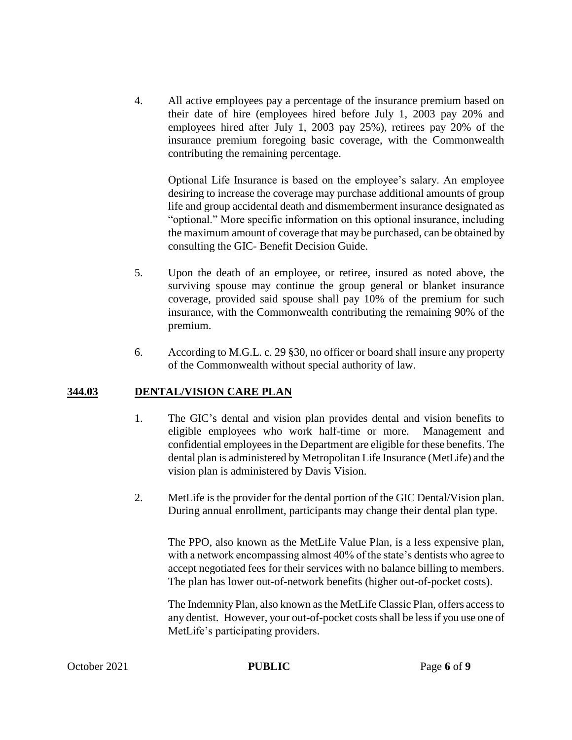4. All active employees pay a percentage of the insurance premium based on their date of hire (employees hired before July 1, 2003 pay 20% and employees hired after July 1, 2003 pay 25%), retirees pay 20% of the insurance premium foregoing basic coverage, with the Commonwealth contributing the remaining percentage.

   Optional Life Insurance is based on the employee's salary. An employee desiring to increase the coverage may purchase additional amounts of group life and group accidental death and dismemberment insurance designated as "optional." More specific information on this optional insurance, including the maximum amount of coverage that may be purchased, can be obtained by consulting the GIC- Benefit Decision Guide.

5. Upon the death of an employee, or retiree, insured as noted above, the surviving spouse may continue the group general or blanket insurance coverage, provided said spouse shall pay 10% of the premium for such insurance, with the Commonwealth contributing the remaining 90% of the premium.

6. According to M.G.L. c. 29 §30, no officer or board shall insure any property of the Commonwealth without special authority of law.

## **344.03 DENTAL/VISION CARE PLAN**

1. The GIC's dental and vision plan provides dental and vision benefits to eligible employees who work half-time or more. Management and confidential employees in the Department are eligible for these benefits. The dental plan is administered by Metropolitan Life Insurance (MetLife) and the vision plan is administered by Davis Vision.

2. MetLife is the provider for the dental portion of the GIC Dental/Vision plan. During annual enrollment, participants may change their dental plan type.

   The PPO, also known as the MetLife Value Plan, is a less expensive plan, with a network encompassing almost 40% of the state's dentists who agree to accept negotiated fees for their services with no balance billing to members. The plan has lower out-of-network benefits (higher out-of-pocket costs).

   The Indemnity Plan, also known as the MetLife Classic Plan, offers access to any dentist. However, your out-of-pocket costs shall be less if you use one of MetLife's participating providers.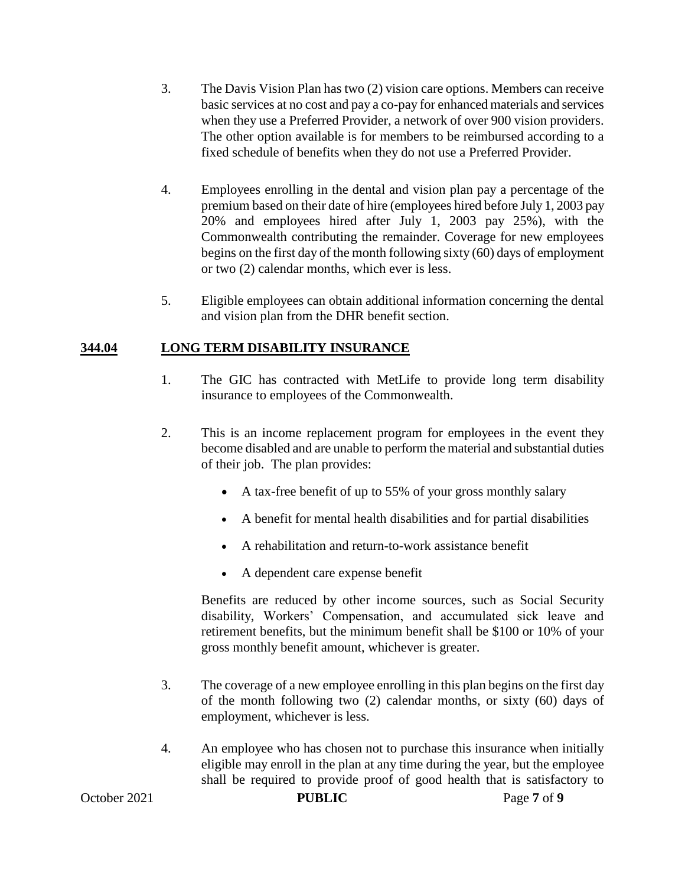3. The Davis Vision Plan has two (2) vision care options. Members can receive basic services at no cost and pay a co-pay for enhanced materials and services when they use a Preferred Provider, a network of over 900 vision providers. The other option available is for members to be reimbursed according to a fixed schedule of benefits when they do not use a Preferred Provider.

4. Employees enrolling in the dental and vision plan pay a percentage of the premium based on their date of hire (employees hired before July 1, 2003 pay 20% and employees hired after July 1, 2003 pay 25%), with the Commonwealth contributing the remainder. Coverage for new employees begins on the first day of the month following sixty (60) days of employment or two (2) calendar months, which ever is less.

5. Eligible employees can obtain additional information concerning the dental and vision plan from the DHR benefit section.

## 344.04 LONG TERM DISABILITY INSURANCE

1. The GIC has contracted with MetLife to provide long term disability insurance to employees of the Commonwealth.

2. This is an income replacement program for employees in the event they become disabled and are unable to perform the material and substantial duties of their job. The plan provides:

   - A tax-free benefit of up to 55% of your gross monthly salary
   - A benefit for mental health disabilities and for partial disabilities
   - A rehabilitation and return-to-work assistance benefit
   - A dependent care expense benefit

   Benefits are reduced by other income sources, such as Social Security disability, Workers' Compensation, and accumulated sick leave and retirement benefits, but the minimum benefit shall be $100 or 10% of your gross monthly benefit amount, whichever is greater.

3. The coverage of a new employee enrolling in this plan begins on the first day of the month following two (2) calendar months, or sixty (60) days of employment, whichever is less.

4. An employee who has chosen not to purchase this insurance when initially eligible may enroll in the plan at any time during the year, but the employee shall be required to provide proof of good health that is satisfactory to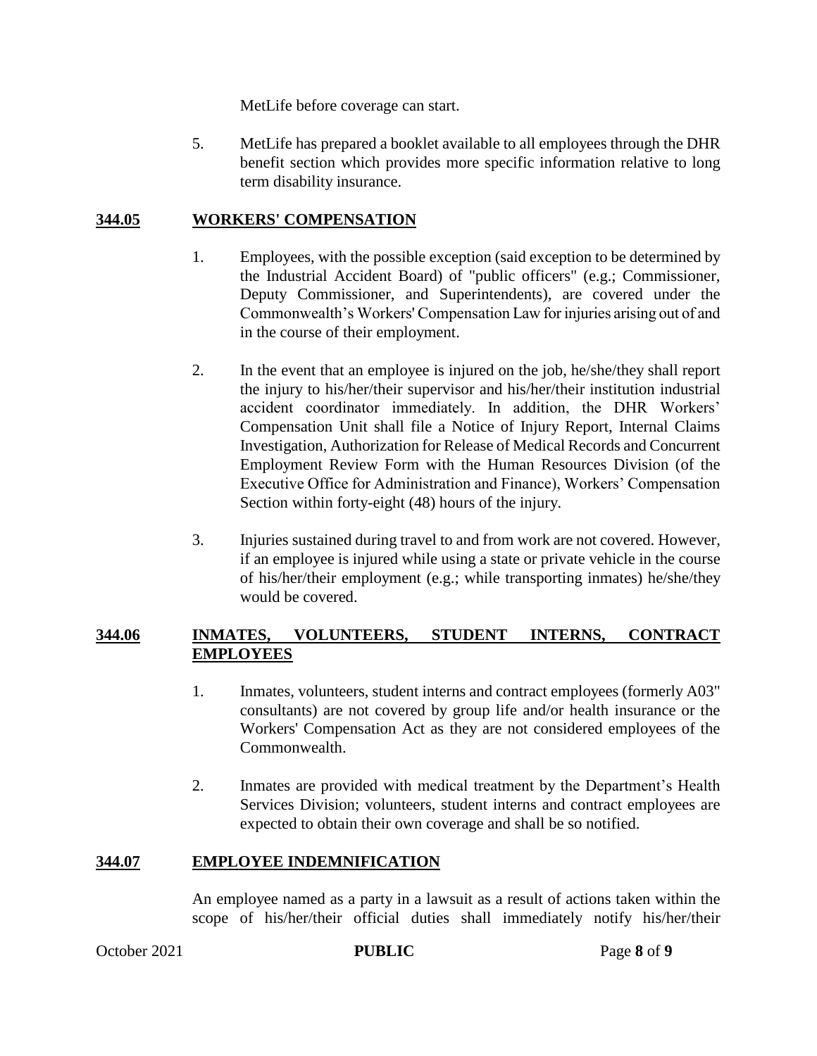MetLife before coverage can start.

5. MetLife has prepared a booklet available to all employees through the DHR benefit section which provides more specific information relative to long term disability insurance.

## 344.05 WORKERS' COMPENSATION

1. Employees, with the possible exception (said exception to be determined by the Industrial Accident Board) of "public officers" (e.g.; Commissioner, Deputy Commissioner, and Superintendents), are covered under the Commonwealth's Workers' Compensation Law for injuries arising out of and in the course of their employment.

2. In the event that an employee is injured on the job, he/she/they shall report the injury to his/her/their supervisor and his/her/their institution industrial accident coordinator immediately. In addition, the DHR Workers' Compensation Unit shall file a Notice of Injury Report, Internal Claims Investigation, Authorization for Release of Medical Records and Concurrent Employment Review Form with the Human Resources Division (of the Executive Office for Administration and Finance), Workers' Compensation Section within forty-eight (48) hours of the injury.

3. Injuries sustained during travel to and from work are not covered. However, if an employee is injured while using a state or private vehicle in the course of his/her/their employment (e.g.; while transporting inmates) he/she/they would be covered.

## 344.06 INMATES, VOLUNTEERS, STUDENT INTERNS, CONTRACT EMPLOYEES

1. Inmates, volunteers, student interns and contract employees (formerly A03" consultants) are not covered by group life and/or health insurance or the Workers' Compensation Act as they are not considered employees of the Commonwealth.

2. Inmates are provided with medical treatment by the Department's Health Services Division; volunteers, student interns and contract employees are expected to obtain their own coverage and shall be so notified.

## 344.07 EMPLOYEE INDEMNIFICATION

An employee named as a party in a lawsuit as a result of actions taken within the scope of his/her/their official duties shall immediately notify his/her/their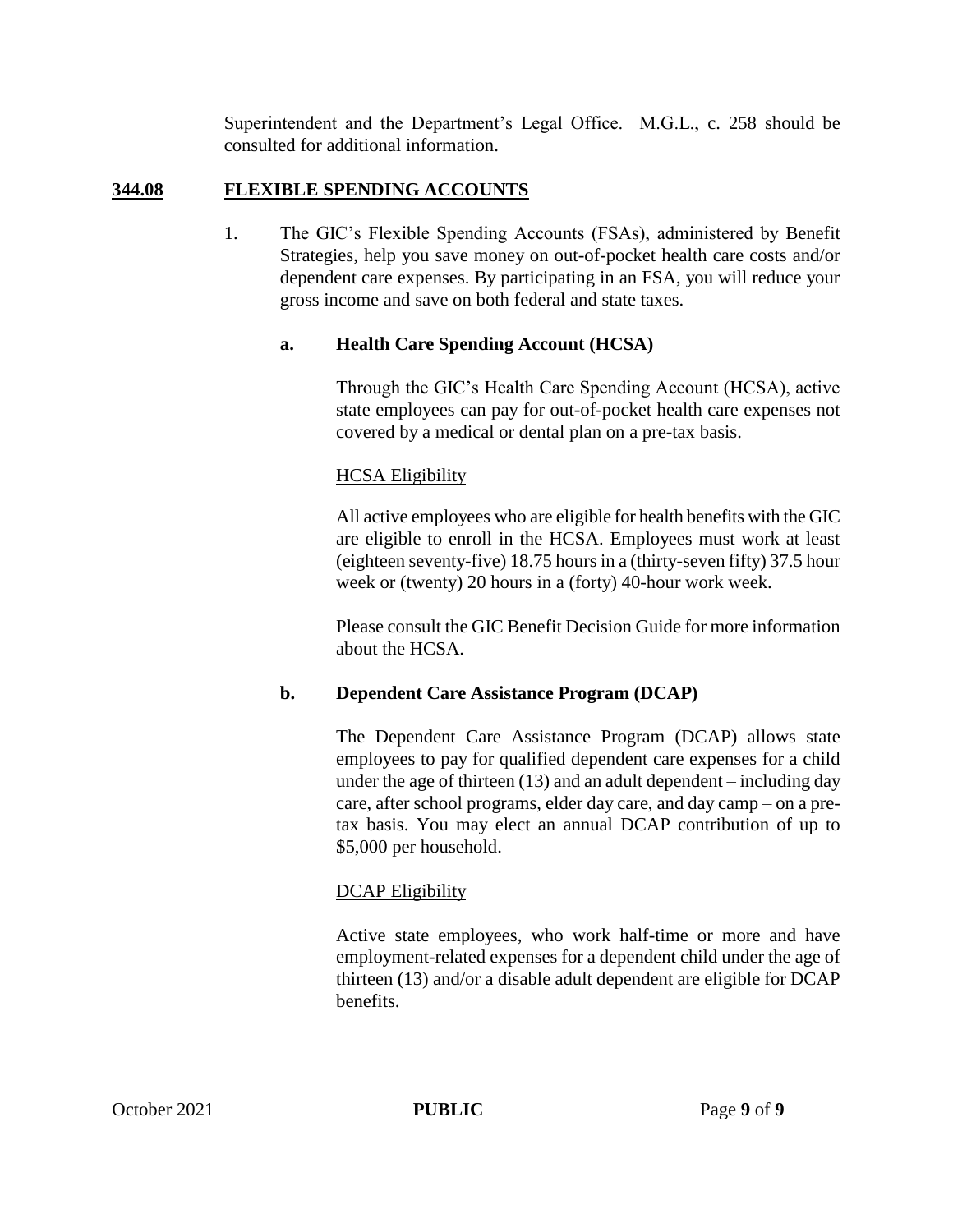Superintendent and the Department's Legal Office. M.G.L., c. 258 should be consulted for additional information.

## 344.08 FLEXIBLE SPENDING ACCOUNTS

1. The GIC's Flexible Spending Accounts (FSAs), administered by Benefit Strategies, help you save money on out-of-pocket health care costs and/or dependent care expenses. By participating in an FSA, you will reduce your gross income and save on both federal and state taxes.

### a. Health Care Spending Account (HCSA)

Through the GIC's Health Care Spending Account (HCSA), active state employees can pay for out-of-pocket health care expenses not covered by a medical or dental plan on a pre-tax basis.

HCSA Eligibility

All active employees who are eligible for health benefits with the GIC are eligible to enroll in the HCSA. Employees must work at least (eighteen seventy-five) 18.75 hours in a (thirty-seven fifty) 37.5 hour week or (twenty) 20 hours in a (forty) 40-hour work week.

Please consult the GIC Benefit Decision Guide for more information about the HCSA.

### b. Dependent Care Assistance Program (DCAP)

The Dependent Care Assistance Program (DCAP) allows state employees to pay for qualified dependent care expenses for a child under the age of thirteen (13) and an adult dependent – including day care, after school programs, elder day care, and day camp – on a pre-tax basis. You may elect an annual DCAP contribution of up to $5,000 per household.

DCAP Eligibility

Active state employees, who work half-time or more and have employment-related expenses for a dependent child under the age of thirteen (13) and/or a disable adult dependent are eligible for DCAP benefits.